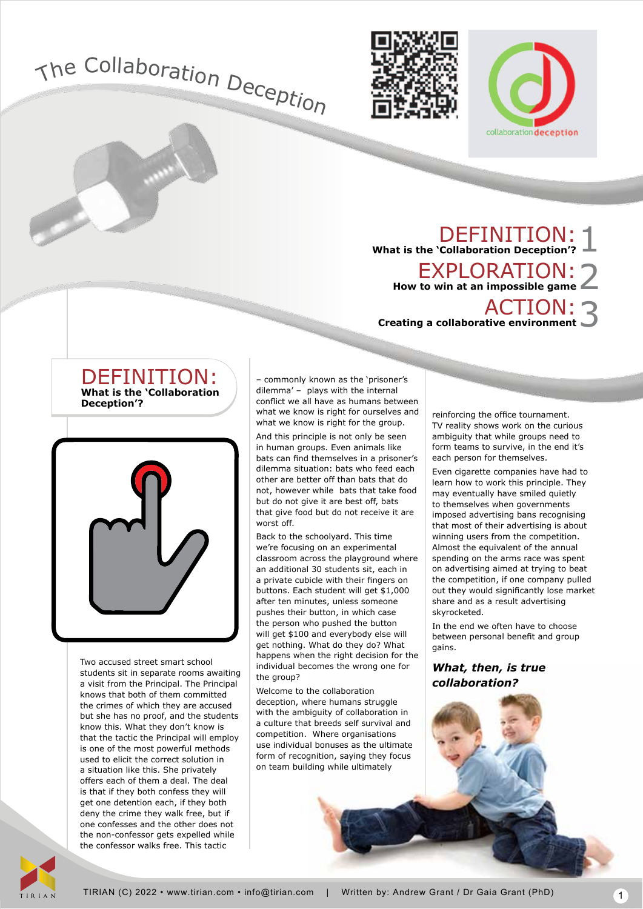# The Collaboration Deception

collaboration deception

**DEFINITION: 1**
What is the 'Collaboration Deception'?

**EXPLORATION: 2**
How to win at an impossible game

**ACTION: 3**
Creating a collaborative environment

## DEFINITION:

### What is the 'Collaboration Deception'?

Two accused street smart school students sit in separate rooms awaiting a visit from the Principal. The Principal knows that both of them committed the crimes of which they are accused but she has no proof, and the students know this. What they don't know is that the tactic the Principal will employ is one of the most powerful methods used to elicit the correct solution in a situation like this. She privately offers each of them a deal. The deal is that if they both confess they will get one detention each, if they both deny the crime they walk free, but if one confesses and the other does not the non-confessor gets expelled while the confessor walks free. This tactic – commonly known as the 'prisoner's dilemma' – plays with the internal conflict we all have as humans between what we know is right for ourselves and what we know is right for the group.

And this principle is not only be seen in human groups. Even animals like bats can find themselves in a prisoner's dilemma situation: bats who feed each other are better off than bats that do not, however while bats that take food but do not give it are best off, bats that give food but do not receive it are worst off.

Back to the schoolyard. This time we're focusing on an experimental classroom across the playground where an additional 30 students sit, each in a private cubicle with their fingers on buttons. Each student will get $1,000 after ten minutes, unless someone pushes their button, in which case the person who pushed the button will get $100 and everybody else will get nothing. What do they do? What happens when the right decision for the individual becomes the wrong one for the group?

Welcome to the collaboration deception, where humans struggle with the ambiguity of collaboration in a culture that breeds self survival and competition. Where organisations use individual bonuses as the ultimate form of recognition, saying they focus on team building while ultimately reinforcing the office tournament. TV reality shows work on the curious ambiguity that while groups need to form teams to survive, in the end it's each person for themselves.

Even cigarette companies have had to learn how to work this principle. They may eventually have smiled quietly to themselves when governments imposed advertising bans recognising that most of their advertising is about winning users from the competition. Almost the equivalent of the annual spending on the arms race was spent on advertising aimed at trying to beat the competition, if one company pulled out they would significantly lose market share and as a result advertising skyrocketed.

In the end we often have to choose between personal benefit and group gains.

***What, then, is true collaboration?***

TIRIAN (C) 2022 • www.tirian.com • info@tirian.com | Written by: Andrew Grant / Dr Gaia Grant (PhD)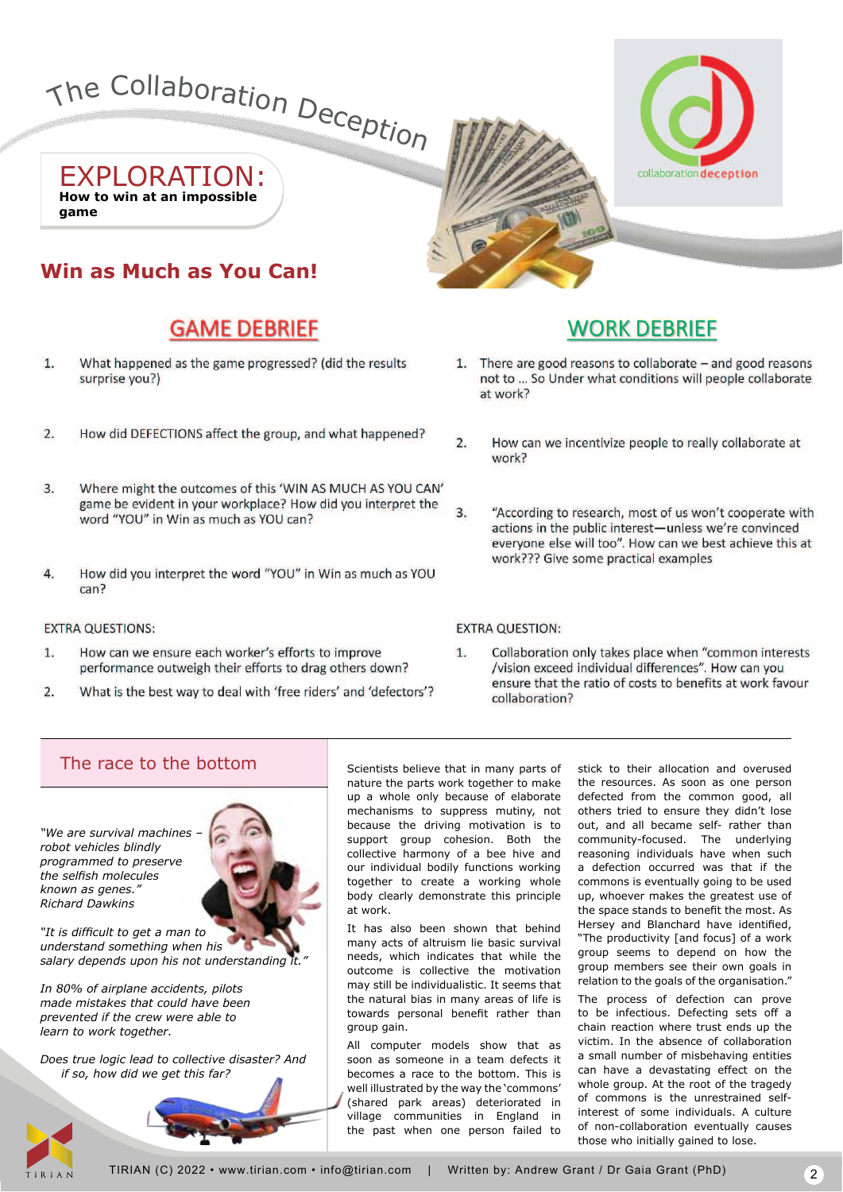# The Collaboration Deception

## EXPLORATION:

**How to win at an impossible game**

## Win as Much as You Can!

### GAME DEBRIEF

1. What happened as the game progressed? (did the results surprise you?)
2. How did DEFECTIONS affect the group, and what happened?
3. Where might the outcomes of this 'WIN AS MUCH AS YOU CAN' game be evident in your workplace? How did you interpret the word "YOU" in Win as much as YOU can?
4. How did you interpret the word "YOU" in Win as much as YOU can?

EXTRA QUESTIONS:

1. How can we ensure each worker's efforts to improve performance outweigh their efforts to drag others down?
2. What is the best way to deal with 'free riders' and 'defectors'?

### WORK DEBRIEF

1. There are good reasons to collaborate – and good reasons not to ... So Under what conditions will people collaborate at work?
2. How can we incentivize people to really collaborate at work?
3. "According to research, most of us won't cooperate with actions in the public interest—unless we're convinced everyone else will too". How can we best achieve this at work??? Give some practical examples

EXTRA QUESTION:

1. Collaboration only takes place when "common interests /vision exceed individual differences". How can you ensure that the ratio of costs to benefits at work favour collaboration?

## The race to the bottom

*"We are survival machines – robot vehicles blindly programmed to preserve the selfish molecules known as genes."*
*Richard Dawkins*

*"It is difficult to get a man to understand something when his salary depends upon his not understanding it."*

*In 80% of airplane accidents, pilots made mistakes that could have been prevented if the crew were able to learn to work together.*

*Does true logic lead to collective disaster? And if so, how did we get this far?*

Scientists believe that in many parts of nature the parts work together to make up a whole only because of elaborate mechanisms to suppress mutiny, not because the driving motivation is to support group cohesion. Both the collective harmony of a bee hive and our individual bodily functions working together to create a working whole body clearly demonstrate this principle at work.

It has also been shown that behind many acts of altruism lie basic survival needs, which indicates that while the outcome is collective the motivation may still be individualistic. It seems that the natural bias in many areas of life is towards personal benefit rather than group gain.

All computer models show that as soon as someone in a team defects it becomes a race to the bottom. This is well illustrated by the way the 'commons' (shared park areas) deteriorated in village communities in England in the past when one person failed to stick to their allocation and overused the resources. As soon as one person defected from the common good, all others tried to ensure they didn't lose out, and all became self- rather than community-focused. The underlying reasoning individuals have when such a defection occurred was that if the commons is eventually going to be used up, whoever makes the greatest use of the space stands to benefit the most. As Hersey and Blanchard have identified, "The productivity [and focus] of a work group seems to depend on how the group members see their own goals in relation to the goals of the organisation."

The process of defection can prove to be infectious. Defecting sets off a chain reaction where trust ends up the victim. In the absence of collaboration a small number of misbehaving entities can have a devastating effect on the whole group. At the root of the tragedy of commons is the unrestrained self-interest of some individuals. A culture of non-collaboration eventually causes those who initially gained to lose.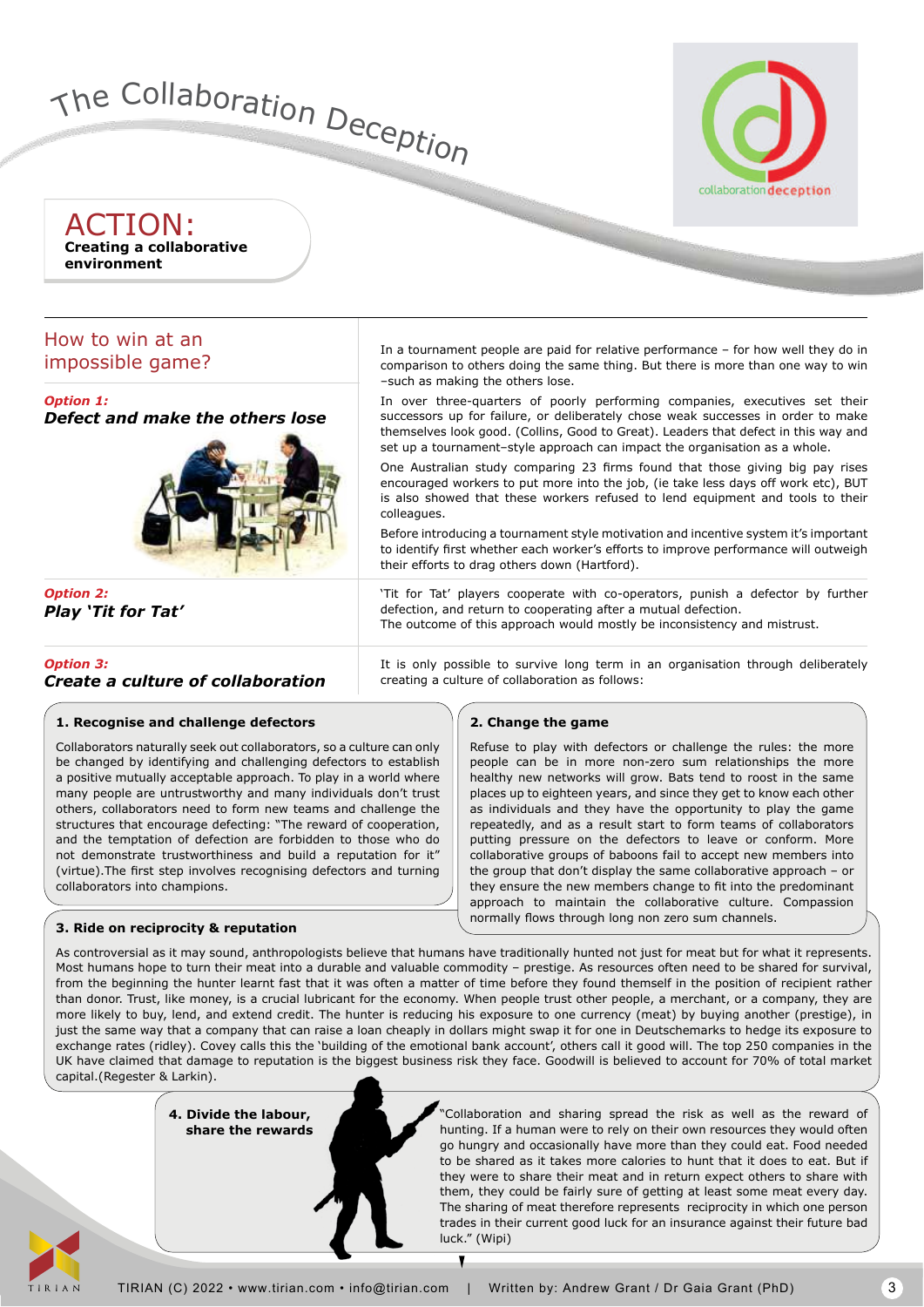# The Collaboration Deception

## ACTION:

**Creating a collaborative environment**

## How to win at an impossible game?

In a tournament people are paid for relative performance – for how well they do in comparison to others doing the same thing. But there is more than one way to win –such as making the others lose.

### *Option 1: Defect and make the others lose*

In over three-quarters of poorly performing companies, executives set their successors up for failure, or deliberately chose weak successes in order to make themselves look good. (Collins, Good to Great). Leaders that defect in this way and set up a tournament–style approach can impact the organisation as a whole.

One Australian study comparing 23 firms found that those giving big pay rises encouraged workers to put more into the job, (ie take less days off work etc), BUT is also showed that these workers refused to lend equipment and tools to their colleagues.

Before introducing a tournament style motivation and incentive system it's important to identify first whether each worker's efforts to improve performance will outweigh their efforts to drag others down (Hartford).

### *Option 2: Play 'Tit for Tat'*

'Tit for Tat' players cooperate with co-operators, punish a defector by further defection, and return to cooperating after a mutual defection.
The outcome of this approach would mostly be inconsistency and mistrust.

### *Option 3: Create a culture of collaboration*

It is only possible to survive long term in an organisation through deliberately creating a culture of collaboration as follows:

#### 1. Recognise and challenge defectors

Collaborators naturally seek out collaborators, so a culture can only be changed by identifying and challenging defectors to establish a positive mutually acceptable approach. To play in a world where many people are untrustworthy and many individuals don't trust others, collaborators need to form new teams and challenge the structures that encourage defecting: "The reward of cooperation, and the temptation of defection are forbidden to those who do not demonstrate trustworthiness and build a reputation for it" (virtue).The first step involves recognising defectors and turning collaborators into champions.

#### 2. Change the game

Refuse to play with defectors or challenge the rules: the more people can be in more non-zero sum relationships the more healthy new networks will grow. Bats tend to roost in the same places up to eighteen years, and since they get to know each other as individuals and they have the opportunity to play the game repeatedly, and as a result start to form teams of collaborators putting pressure on the defectors to leave or conform. More collaborative groups of baboons fail to accept new members into the group that don't display the same collaborative approach – or they ensure the new members change to fit into the predominant approach to maintain the collaborative culture. Compassion normally flows through long non zero sum channels.

#### 3. Ride on reciprocity & reputation

As controversial as it may sound, anthropologists believe that humans have traditionally hunted not just for meat but for what it represents. Most humans hope to turn their meat into a durable and valuable commodity – prestige. As resources often need to be shared for survival, from the beginning the hunter learnt fast that it was often a matter of time before they found themself in the position of recipient rather than donor. Trust, like money, is a crucial lubricant for the economy. When people trust other people, a merchant, or a company, they are more likely to buy, lend, and extend credit. The hunter is reducing his exposure to one currency (meat) by buying another (prestige), in just the same way that a company that can raise a loan cheaply in dollars might swap it for one in Deutschemarks to hedge its exposure to exchange rates (ridley). Covey calls this the 'building of the emotional bank account', others call it good will. The top 250 companies in the UK have claimed that damage to reputation is the biggest business risk they face. Goodwill is believed to account for 70% of total market capital.(Regester & Larkin).

#### 4. Divide the labour, share the rewards

"Collaboration and sharing spread the risk as well as the reward of hunting. If a human were to rely on their own resources they would often go hungry and occasionally have more than they could eat. Food needed to be shared as it takes more calories to hunt that it does to eat. But if they were to share their meat and in return expect others to share with them, they could be fairly sure of getting at least some meat every day. The sharing of meat therefore represents reciprocity in which one person trades in their current good luck for an insurance against their future bad luck." (Wipi)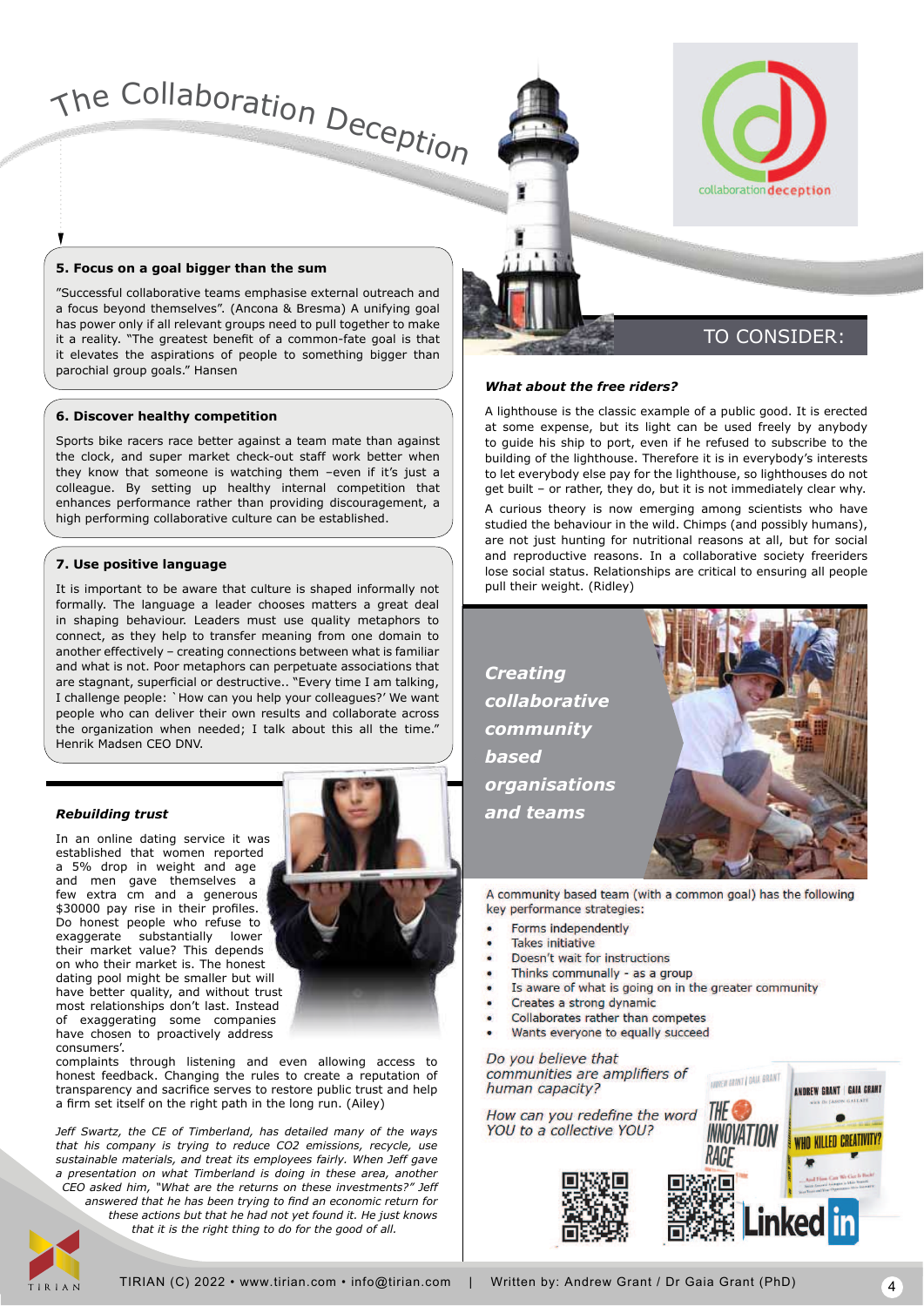# The Collaboration Deception

### 5. Focus on a goal bigger than the sum

"Successful collaborative teams emphasise external outreach and a focus beyond themselves". (Ancona & Bresma) A unifying goal has power only if all relevant groups need to pull together to make it a reality. "The greatest benefit of a common-fate goal is that it elevates the aspirations of people to something bigger than parochial group goals." Hansen

### 6. Discover healthy competition

Sports bike racers race better against a team mate than against the clock, and super market check-out staff work better when they know that someone is watching them –even if it's just a colleague. By setting up healthy internal competition that enhances performance rather than providing discouragement, a high performing collaborative culture can be established.

### 7. Use positive language

It is important to be aware that culture is shaped informally not formally. The language a leader chooses matters a great deal in shaping behaviour. Leaders must use quality metaphors to connect, as they help to transfer meaning from one domain to another effectively – creating connections between what is familiar and what is not. Poor metaphors can perpetuate associations that are stagnant, superficial or destructive.. "Every time I am talking, I challenge people: `How can you help your colleagues?' We want people who can deliver their own results and collaborate across the organization when needed; I talk about this all the time." Henrik Madsen CEO DNV.

### *Rebuilding trust*

In an online dating service it was established that women reported a 5% drop in weight and age and men gave themselves a few extra cm and a generous $30000 pay rise in their profiles. Do honest people who refuse to exaggerate substantially lower their market value? This depends on who their market is. The honest dating pool might be smaller but will have better quality, and without trust most relationships don't last. Instead of exaggerating some companies have chosen to proactively address consumers'. complaints through listening and even allowing access to honest feedback. Changing the rules to create a reputation of transparency and sacrifice serves to restore public trust and help a firm set itself on the right path in the long run. (Ailey)

*Jeff Swartz, the CE of Timberland, has detailed many of the ways that his company is trying to reduce CO2 emissions, recycle, use sustainable materials, and treat its employees fairly. When Jeff gave a presentation on what Timberland is doing in these area, another CEO asked him, "What are the returns on these investments?" Jeff answered that he has been trying to find an economic return for these actions but that he had not yet found it. He just knows that it is the right thing to do for the good of all.*

## TO CONSIDER:

### *What about the free riders?*

A lighthouse is the classic example of a public good. It is erected at some expense, but its light can be used freely by anybody to guide his ship to port, even if he refused to subscribe to the building of the lighthouse. Therefore it is in everybody's interests to let everybody else pay for the lighthouse, so lighthouses do not get built – or rather, they do, but it is not immediately clear why.

A curious theory is now emerging among scientists who have studied the behaviour in the wild. Chimps (and possibly humans), are not just hunting for nutritional reasons at all, but for social and reproductive reasons. In a collaborative society freeriders lose social status. Relationships are critical to ensuring all people pull their weight. (Ridley)

## *Creating collaborative community based organisations and teams*

A community based team (with a common goal) has the following key performance strategies:

- Forms independently
- Takes initiative
- Doesn't wait for instructions
- Thinks communally - as a group
- Is aware of what is going on in the greater community
- Creates a strong dynamic
- Collaborates rather than competes
- Wants everyone to equally succeed

*Do you believe that communities are amplifiers of human capacity?*

*How can you redefine the word YOU to a collective YOU?*

TIRIAN (C) 2022 • www.tirian.com • info@tirian.com | Written by: Andrew Grant / Dr Gaia Grant (PhD)